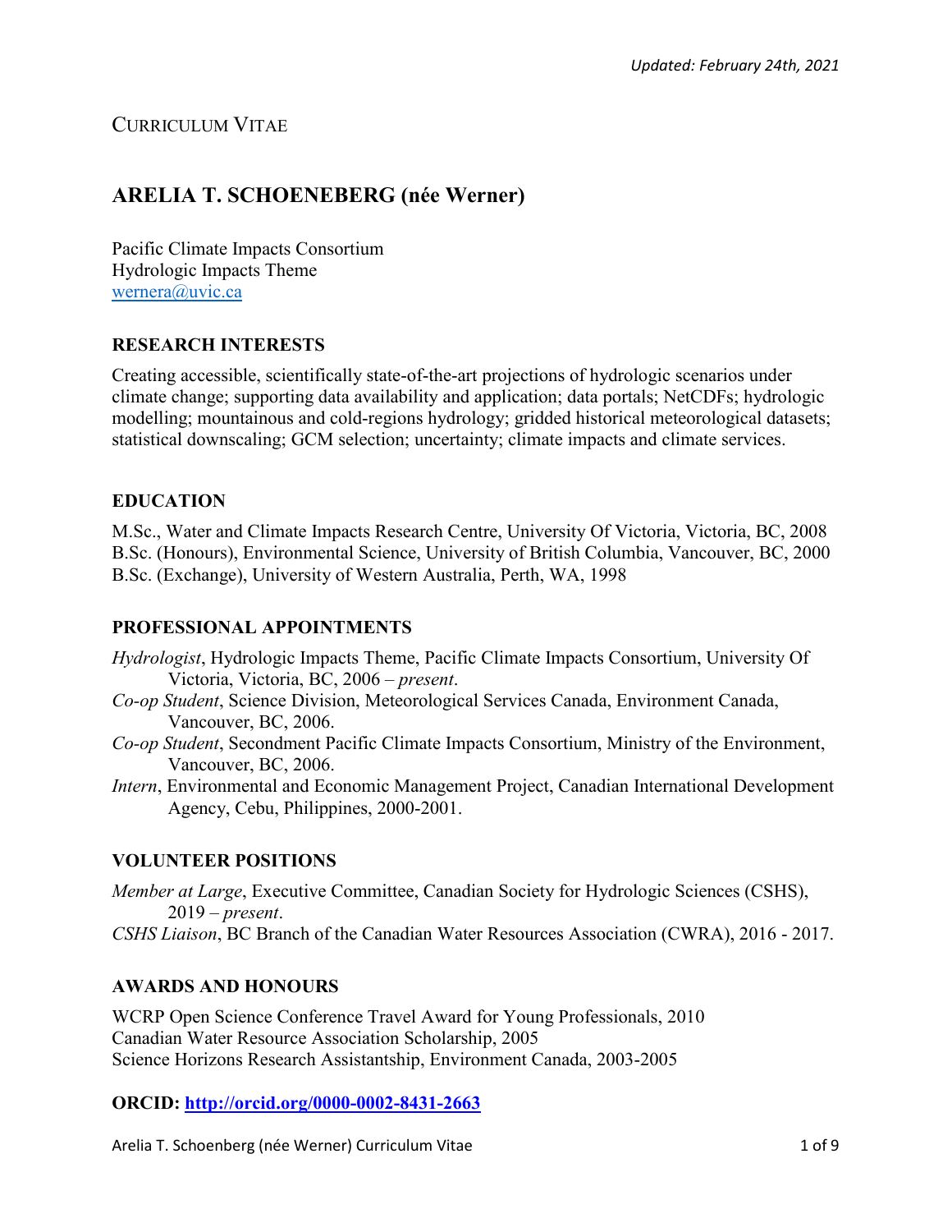*Updated: February 24th, 2021*

CURRICULUM VITAE

# ARELIA T. SCHOENEBERG (née Werner)

Pacific Climate Impacts Consortium
Hydrologic Impacts Theme
[wernera@uvic.ca](mailto:wernera@uvic.ca)

## RESEARCH INTERESTS

Creating accessible, scientifically state-of-the-art projections of hydrologic scenarios under climate change; supporting data availability and application; data portals; NetCDFs; hydrologic modelling; mountainous and cold-regions hydrology; gridded historical meteorological datasets; statistical downscaling; GCM selection; uncertainty; climate impacts and climate services.

## EDUCATION

M.Sc., Water and Climate Impacts Research Centre, University Of Victoria, Victoria, BC, 2008
B.Sc. (Honours), Environmental Science, University of British Columbia, Vancouver, BC, 2000
B.Sc. (Exchange), University of Western Australia, Perth, WA, 1998

## PROFESSIONAL APPOINTMENTS

*Hydrologist*, Hydrologic Impacts Theme, Pacific Climate Impacts Consortium, University Of Victoria, Victoria, BC, 2006 – *present*.
*Co-op Student*, Science Division, Meteorological Services Canada, Environment Canada, Vancouver, BC, 2006.
*Co-op Student*, Secondment Pacific Climate Impacts Consortium, Ministry of the Environment, Vancouver, BC, 2006.
*Intern*, Environmental and Economic Management Project, Canadian International Development Agency, Cebu, Philippines, 2000-2001.

## VOLUNTEER POSITIONS

*Member at Large*, Executive Committee, Canadian Society for Hydrologic Sciences (CSHS), 2019 – *present*.
*CSHS Liaison*, BC Branch of the Canadian Water Resources Association (CWRA), 2016 - 2017.

## AWARDS AND HONOURS

WCRP Open Science Conference Travel Award for Young Professionals, 2010
Canadian Water Resource Association Scholarship, 2005
Science Horizons Research Assistantship, Environment Canada, 2003-2005

**ORCID: [http://orcid.org/0000-0002-8431-2663](http://orcid.org/0000-0002-8431-2663)**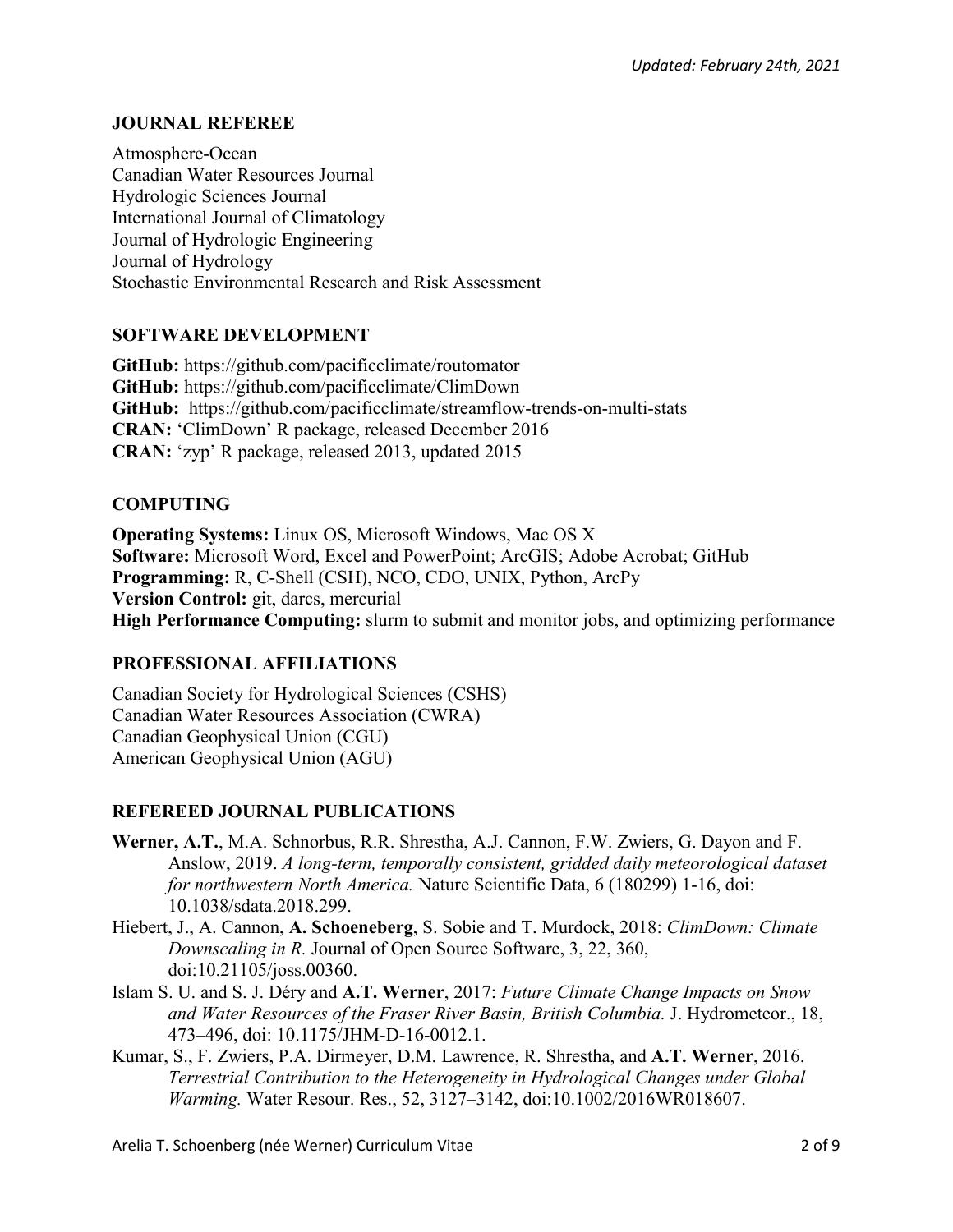## JOURNAL REFEREE

Atmosphere-Ocean
Canadian Water Resources Journal
Hydrologic Sciences Journal
International Journal of Climatology
Journal of Hydrologic Engineering
Journal of Hydrology
Stochastic Environmental Research and Risk Assessment

## SOFTWARE DEVELOPMENT

**GitHub:** https://github.com/pacificclimate/routomator
**GitHub:** https://github.com/pacificclimate/ClimDown
**GitHub:** https://github.com/pacificclimate/streamflow-trends-on-multi-stats
**CRAN:** 'ClimDown' R package, released December 2016
**CRAN:** 'zyp' R package, released 2013, updated 2015

## COMPUTING

**Operating Systems:** Linux OS, Microsoft Windows, Mac OS X
**Software:** Microsoft Word, Excel and PowerPoint; ArcGIS; Adobe Acrobat; GitHub
**Programming:** R, C-Shell (CSH), NCO, CDO, UNIX, Python, ArcPy
**Version Control:** git, darcs, mercurial
**High Performance Computing:** slurm to submit and monitor jobs, and optimizing performance

## PROFESSIONAL AFFILIATIONS

Canadian Society for Hydrological Sciences (CSHS)
Canadian Water Resources Association (CWRA)
Canadian Geophysical Union (CGU)
American Geophysical Union (AGU)

## REFEREED JOURNAL PUBLICATIONS

**Werner, A.T.**, M.A. Schnorbus, R.R. Shrestha, A.J. Cannon, F.W. Zwiers, G. Dayon and F. Anslow, 2019. *A long-term, temporally consistent, gridded daily meteorological dataset for northwestern North America.* Nature Scientific Data, 6 (180299) 1-16, doi: 10.1038/sdata.2018.299.

Hiebert, J., A. Cannon, **A. Schoeneberg**, S. Sobie and T. Murdock, 2018: *ClimDown: Climate Downscaling in R.* Journal of Open Source Software, 3, 22, 360, doi:10.21105/joss.00360.

Islam S. U. and S. J. Déry and **A.T. Werner**, 2017: *Future Climate Change Impacts on Snow and Water Resources of the Fraser River Basin, British Columbia.* J. Hydrometeor., 18, 473–496, doi: 10.1175/JHM-D-16-0012.1.

Kumar, S., F. Zwiers, P.A. Dirmeyer, D.M. Lawrence, R. Shrestha, and **A.T. Werner**, 2016. *Terrestrial Contribution to the Heterogeneity in Hydrological Changes under Global Warming.* Water Resour. Res., 52, 3127–3142, doi:10.1002/2016WR018607.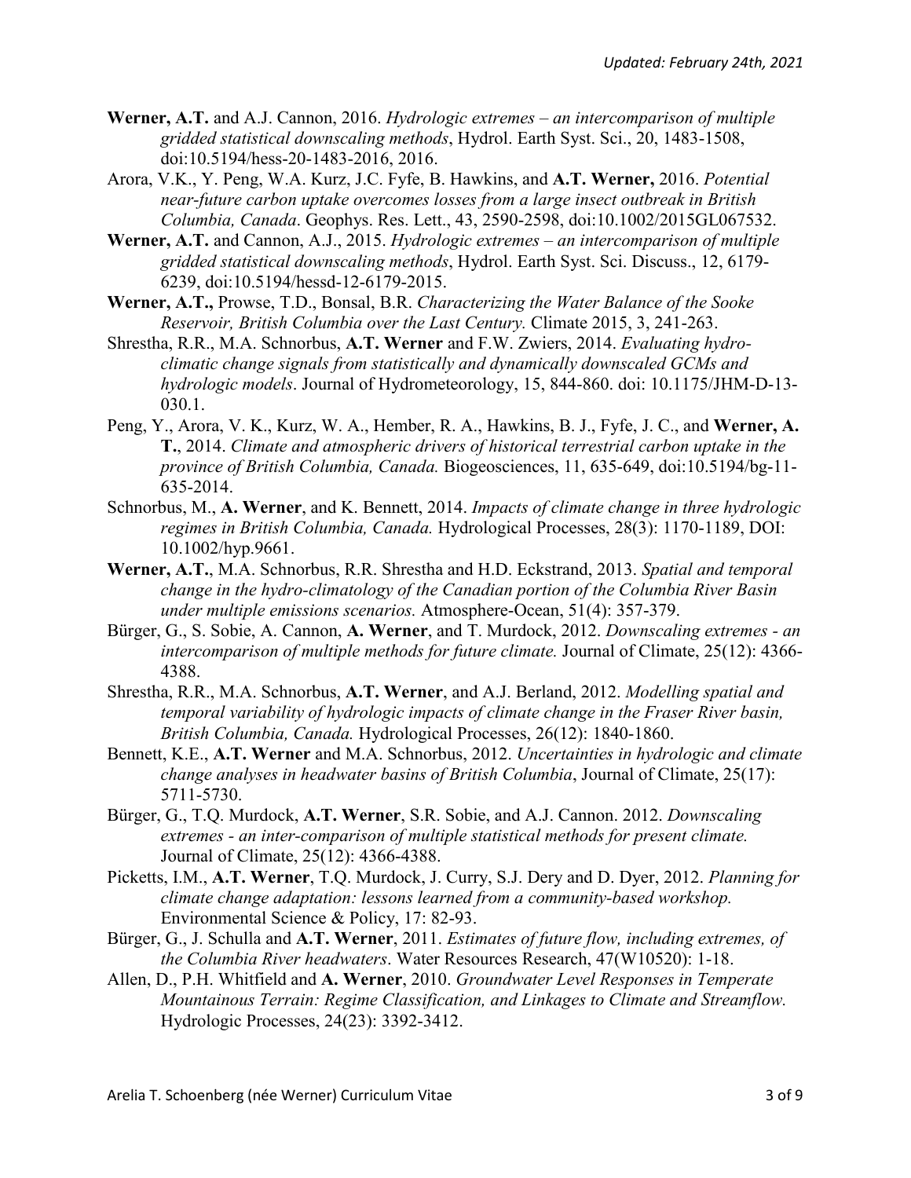**Werner, A.T.** and A.J. Cannon, 2016. *Hydrologic extremes – an intercomparison of multiple gridded statistical downscaling methods*, Hydrol. Earth Syst. Sci., 20, 1483-1508, doi:10.5194/hess-20-1483-2016, 2016.

Arora, V.K., Y. Peng, W.A. Kurz, J.C. Fyfe, B. Hawkins, and **A.T. Werner,** 2016. *Potential near-future carbon uptake overcomes losses from a large insect outbreak in British Columbia, Canada*. Geophys. Res. Lett., 43, 2590-2598, doi:10.1002/2015GL067532.

**Werner, A.T.** and Cannon, A.J., 2015. *Hydrologic extremes – an intercomparison of multiple gridded statistical downscaling methods*, Hydrol. Earth Syst. Sci. Discuss., 12, 6179-6239, doi:10.5194/hessd-12-6179-2015.

**Werner, A.T.,** Prowse, T.D., Bonsal, B.R. *Characterizing the Water Balance of the Sooke Reservoir, British Columbia over the Last Century.* Climate 2015, 3, 241-263.

Shrestha, R.R., M.A. Schnorbus, **A.T. Werner** and F.W. Zwiers, 2014. *Evaluating hydro-climatic change signals from statistically and dynamically downscaled GCMs and hydrologic models*. Journal of Hydrometeorology, 15, 844-860. doi: 10.1175/JHM-D-13-030.1.

Peng, Y., Arora, V. K., Kurz, W. A., Hember, R. A., Hawkins, B. J., Fyfe, J. C., and **Werner, A. T.**, 2014. *Climate and atmospheric drivers of historical terrestrial carbon uptake in the province of British Columbia, Canada.* Biogeosciences, 11, 635-649, doi:10.5194/bg-11-635-2014.

Schnorbus, M., **A. Werner**, and K. Bennett, 2014. *Impacts of climate change in three hydrologic regimes in British Columbia, Canada.* Hydrological Processes, 28(3): 1170-1189, DOI: 10.1002/hyp.9661.

**Werner, A.T.**, M.A. Schnorbus, R.R. Shrestha and H.D. Eckstrand, 2013. *Spatial and temporal change in the hydro-climatology of the Canadian portion of the Columbia River Basin under multiple emissions scenarios.* Atmosphere-Ocean, 51(4): 357-379.

Bürger, G., S. Sobie, A. Cannon, **A. Werner**, and T. Murdock, 2012. *Downscaling extremes - an intercomparison of multiple methods for future climate.* Journal of Climate, 25(12): 4366-4388.

Shrestha, R.R., M.A. Schnorbus, **A.T. Werner**, and A.J. Berland, 2012. *Modelling spatial and temporal variability of hydrologic impacts of climate change in the Fraser River basin, British Columbia, Canada.* Hydrological Processes, 26(12): 1840-1860.

Bennett, K.E., **A.T. Werner** and M.A. Schnorbus, 2012. *Uncertainties in hydrologic and climate change analyses in headwater basins of British Columbia*, Journal of Climate, 25(17): 5711-5730.

Bürger, G., T.Q. Murdock, **A.T. Werner**, S.R. Sobie, and A.J. Cannon. 2012. *Downscaling extremes - an inter-comparison of multiple statistical methods for present climate.* Journal of Climate, 25(12): 4366-4388.

Picketts, I.M., **A.T. Werner**, T.Q. Murdock, J. Curry, S.J. Dery and D. Dyer, 2012. *Planning for climate change adaptation: lessons learned from a community-based workshop.* Environmental Science & Policy, 17: 82-93.

Bürger, G., J. Schulla and **A.T. Werner**, 2011. *Estimates of future flow, including extremes, of the Columbia River headwaters*. Water Resources Research, 47(W10520): 1-18.

Allen, D., P.H. Whitfield and **A. Werner**, 2010. *Groundwater Level Responses in Temperate Mountainous Terrain: Regime Classification, and Linkages to Climate and Streamflow.* Hydrologic Processes, 24(23): 3392-3412.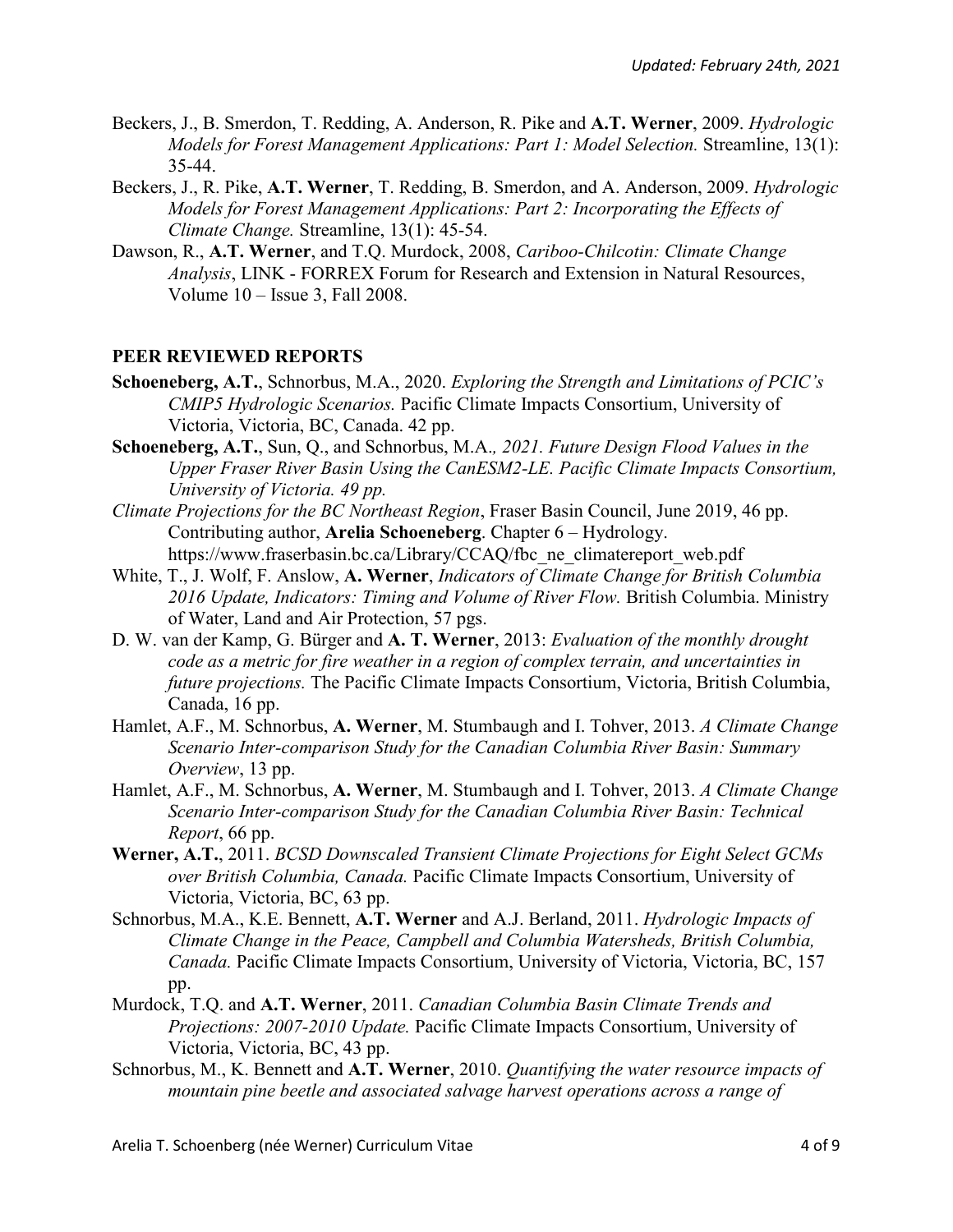Beckers, J., B. Smerdon, T. Redding, A. Anderson, R. Pike and **A.T. Werner**, 2009. *Hydrologic Models for Forest Management Applications: Part 1: Model Selection.* Streamline, 13(1): 35-44.

Beckers, J., R. Pike, **A.T. Werner**, T. Redding, B. Smerdon, and A. Anderson, 2009. *Hydrologic Models for Forest Management Applications: Part 2: Incorporating the Effects of Climate Change.* Streamline, 13(1): 45-54.

Dawson, R., **A.T. Werner**, and T.Q. Murdock, 2008, *Cariboo-Chilcotin: Climate Change Analysis*, LINK - FORREX Forum for Research and Extension in Natural Resources, Volume 10 – Issue 3, Fall 2008.

## PEER REVIEWED REPORTS

**Schoeneberg, A.T.**, Schnorbus, M.A., 2020. *Exploring the Strength and Limitations of PCIC's CMIP5 Hydrologic Scenarios.* Pacific Climate Impacts Consortium, University of Victoria, Victoria, BC, Canada. 42 pp.

**Schoeneberg, A.T.**, Sun, Q., and Schnorbus, M.A.*, 2021. Future Design Flood Values in the Upper Fraser River Basin Using the CanESM2-LE. Pacific Climate Impacts Consortium, University of Victoria. 49 pp.*

*Climate Projections for the BC Northeast Region*, Fraser Basin Council, June 2019, 46 pp. Contributing author, **Arelia Schoeneberg**. Chapter 6 – Hydrology. https://www.fraserbasin.bc.ca/Library/CCAQ/fbc_ne_climatereport_web.pdf

White, T., J. Wolf, F. Anslow, **A. Werner**, *Indicators of Climate Change for British Columbia 2016 Update, Indicators: Timing and Volume of River Flow.* British Columbia. Ministry of Water, Land and Air Protection, 57 pgs.

D. W. van der Kamp, G. Bürger and **A. T. Werner**, 2013: *Evaluation of the monthly drought code as a metric for fire weather in a region of complex terrain, and uncertainties in future projections.* The Pacific Climate Impacts Consortium, Victoria, British Columbia, Canada, 16 pp.

Hamlet, A.F., M. Schnorbus, **A. Werner**, M. Stumbaugh and I. Tohver, 2013. *A Climate Change Scenario Inter-comparison Study for the Canadian Columbia River Basin: Summary Overview*, 13 pp.

Hamlet, A.F., M. Schnorbus, **A. Werner**, M. Stumbaugh and I. Tohver, 2013. *A Climate Change Scenario Inter-comparison Study for the Canadian Columbia River Basin: Technical Report*, 66 pp.

**Werner, A.T.**, 2011. *BCSD Downscaled Transient Climate Projections for Eight Select GCMs over British Columbia, Canada.* Pacific Climate Impacts Consortium, University of Victoria, Victoria, BC, 63 pp.

Schnorbus, M.A., K.E. Bennett, **A.T. Werner** and A.J. Berland, 2011. *Hydrologic Impacts of Climate Change in the Peace, Campbell and Columbia Watersheds, British Columbia, Canada.* Pacific Climate Impacts Consortium, University of Victoria, Victoria, BC, 157 pp.

Murdock, T.Q. and **A.T. Werner**, 2011. *Canadian Columbia Basin Climate Trends and Projections: 2007-2010 Update.* Pacific Climate Impacts Consortium, University of Victoria, Victoria, BC, 43 pp.

Schnorbus, M., K. Bennett and **A.T. Werner**, 2010. *Quantifying the water resource impacts of mountain pine beetle and associated salvage harvest operations across a range of*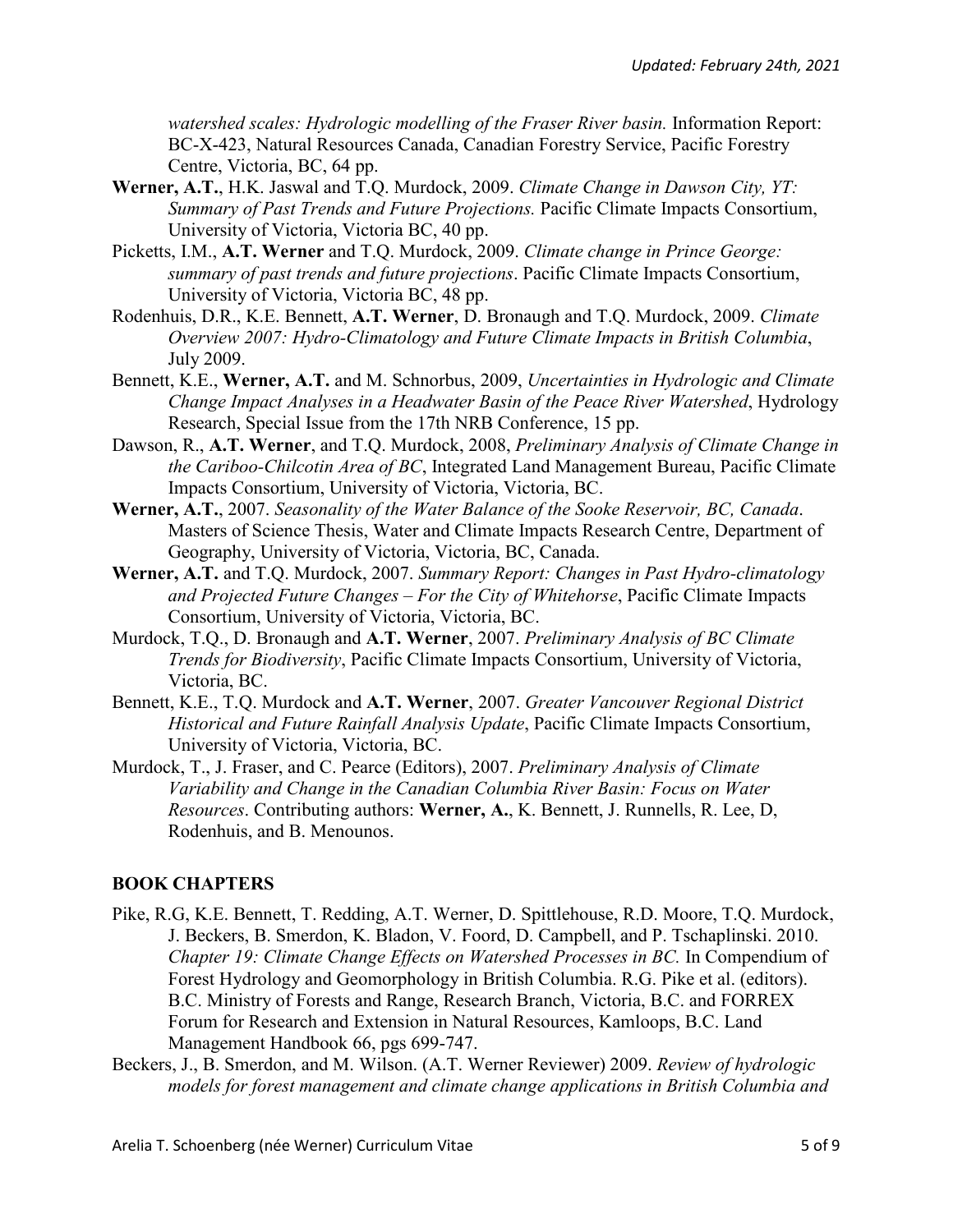*watershed scales: Hydrologic modelling of the Fraser River basin.* Information Report: BC-X-423, Natural Resources Canada, Canadian Forestry Service, Pacific Forestry Centre, Victoria, BC, 64 pp.

**Werner, A.T.**, H.K. Jaswal and T.Q. Murdock, 2009. *Climate Change in Dawson City, YT: Summary of Past Trends and Future Projections.* Pacific Climate Impacts Consortium, University of Victoria, Victoria BC, 40 pp.

Picketts, I.M., **A.T. Werner** and T.Q. Murdock, 2009. *Climate change in Prince George: summary of past trends and future projections*. Pacific Climate Impacts Consortium, University of Victoria, Victoria BC, 48 pp.

Rodenhuis, D.R., K.E. Bennett, **A.T. Werner**, D. Bronaugh and T.Q. Murdock, 2009. *Climate Overview 2007: Hydro-Climatology and Future Climate Impacts in British Columbia*, July 2009.

Bennett, K.E., **Werner, A.T.** and M. Schnorbus, 2009, *Uncertainties in Hydrologic and Climate Change Impact Analyses in a Headwater Basin of the Peace River Watershed*, Hydrology Research, Special Issue from the 17th NRB Conference, 15 pp.

Dawson, R., **A.T. Werner**, and T.Q. Murdock, 2008, *Preliminary Analysis of Climate Change in the Cariboo-Chilcotin Area of BC*, Integrated Land Management Bureau, Pacific Climate Impacts Consortium, University of Victoria, Victoria, BC.

**Werner, A.T.**, 2007. *Seasonality of the Water Balance of the Sooke Reservoir, BC, Canada*. Masters of Science Thesis, Water and Climate Impacts Research Centre, Department of Geography, University of Victoria, Victoria, BC, Canada.

**Werner, A.T.** and T.Q. Murdock, 2007. *Summary Report: Changes in Past Hydro-climatology and Projected Future Changes – For the City of Whitehorse*, Pacific Climate Impacts Consortium, University of Victoria, Victoria, BC.

Murdock, T.Q., D. Bronaugh and **A.T. Werner**, 2007. *Preliminary Analysis of BC Climate Trends for Biodiversity*, Pacific Climate Impacts Consortium, University of Victoria, Victoria, BC.

Bennett, K.E., T.Q. Murdock and **A.T. Werner**, 2007. *Greater Vancouver Regional District Historical and Future Rainfall Analysis Update*, Pacific Climate Impacts Consortium, University of Victoria, Victoria, BC.

Murdock, T., J. Fraser, and C. Pearce (Editors), 2007. *Preliminary Analysis of Climate Variability and Change in the Canadian Columbia River Basin: Focus on Water Resources*. Contributing authors: **Werner, A.**, K. Bennett, J. Runnells, R. Lee, D, Rodenhuis, and B. Menounos.

## BOOK CHAPTERS

Pike, R.G, K.E. Bennett, T. Redding, A.T. Werner, D. Spittlehouse, R.D. Moore, T.Q. Murdock, J. Beckers, B. Smerdon, K. Bladon, V. Foord, D. Campbell, and P. Tschaplinski. 2010. *Chapter 19: Climate Change Effects on Watershed Processes in BC.* In Compendium of Forest Hydrology and Geomorphology in British Columbia. R.G. Pike et al. (editors). B.C. Ministry of Forests and Range, Research Branch, Victoria, B.C. and FORREX Forum for Research and Extension in Natural Resources, Kamloops, B.C. Land Management Handbook 66, pgs 699-747.

Beckers, J., B. Smerdon, and M. Wilson. (A.T. Werner Reviewer) 2009. *Review of hydrologic models for forest management and climate change applications in British Columbia and*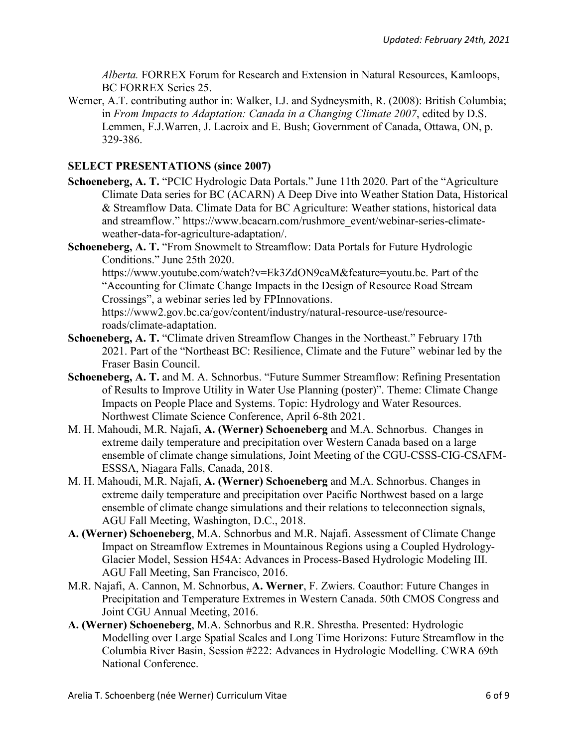*Alberta.* FORREX Forum for Research and Extension in Natural Resources, Kamloops, BC FORREX Series 25.

Werner, A.T. contributing author in: Walker, I.J. and Sydneysmith, R. (2008): British Columbia; in *From Impacts to Adaptation: Canada in a Changing Climate 2007*, edited by D.S. Lemmen, F.J.Warren, J. Lacroix and E. Bush; Government of Canada, Ottawa, ON, p. 329-386.

## SELECT PRESENTATIONS (since 2007)

**Schoeneberg, A. T.** "PCIC Hydrologic Data Portals." June 11th 2020. Part of the "Agriculture Climate Data series for BC (ACARN) A Deep Dive into Weather Station Data, Historical & Streamflow Data. Climate Data for BC Agriculture: Weather stations, historical data and streamflow." https://www.bcacarn.com/rushmore_event/webinar-series-climate-weather-data-for-agriculture-adaptation/.

**Schoeneberg, A. T.** "From Snowmelt to Streamflow: Data Portals for Future Hydrologic Conditions." June 25th 2020. https://www.youtube.com/watch?v=Ek3ZdON9caM&feature=youtu.be. Part of the "Accounting for Climate Change Impacts in the Design of Resource Road Stream Crossings", a webinar series led by FPInnovations. https://www2.gov.bc.ca/gov/content/industry/natural-resource-use/resource-roads/climate-adaptation.

**Schoeneberg, A. T.** "Climate driven Streamflow Changes in the Northeast." February 17th 2021. Part of the "Northeast BC: Resilience, Climate and the Future" webinar led by the Fraser Basin Council.

**Schoeneberg, A. T.** and M. A. Schnorbus. "Future Summer Streamflow: Refining Presentation of Results to Improve Utility in Water Use Planning (poster)". Theme: Climate Change Impacts on People Place and Systems. Topic: Hydrology and Water Resources. Northwest Climate Science Conference, April 6-8th 2021.

M. H. Mahoudi, M.R. Najafi, **A. (Werner) Schoeneberg** and M.A. Schnorbus. Changes in extreme daily temperature and precipitation over Western Canada based on a large ensemble of climate change simulations, Joint Meeting of the CGU-CSSS-CIG-CSAFM-ESSSA, Niagara Falls, Canada, 2018.

M. H. Mahoudi, M.R. Najafi, **A. (Werner) Schoeneberg** and M.A. Schnorbus. Changes in extreme daily temperature and precipitation over Pacific Northwest based on a large ensemble of climate change simulations and their relations to teleconnection signals, AGU Fall Meeting, Washington, D.C., 2018.

**A. (Werner) Schoeneberg**, M.A. Schnorbus and M.R. Najafi. Assessment of Climate Change Impact on Streamflow Extremes in Mountainous Regions using a Coupled Hydrology-Glacier Model, Session H54A: Advances in Process-Based Hydrologic Modeling III. AGU Fall Meeting, San Francisco, 2016.

M.R. Najafi, A. Cannon, M. Schnorbus, **A. Werner**, F. Zwiers. Coauthor: Future Changes in Precipitation and Temperature Extremes in Western Canada. 50th CMOS Congress and Joint CGU Annual Meeting, 2016.

**A. (Werner) Schoeneberg**, M.A. Schnorbus and R.R. Shrestha. Presented: Hydrologic Modelling over Large Spatial Scales and Long Time Horizons: Future Streamflow in the Columbia River Basin, Session #222: Advances in Hydrologic Modelling. CWRA 69th National Conference.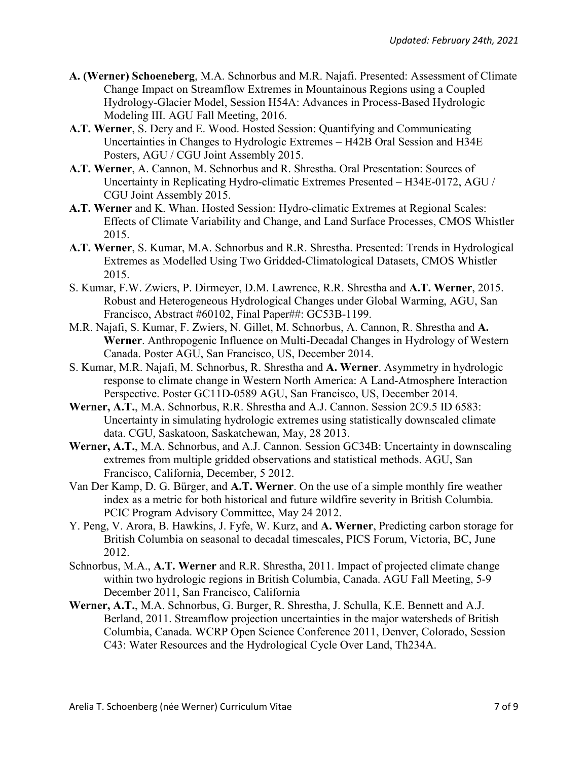- **A. (Werner) Schoeneberg**, M.A. Schnorbus and M.R. Najafi. Presented: Assessment of Climate Change Impact on Streamflow Extremes in Mountainous Regions using a Coupled Hydrology-Glacier Model, Session H54A: Advances in Process-Based Hydrologic Modeling III. AGU Fall Meeting, 2016.
- **A.T. Werner**, S. Dery and E. Wood. Hosted Session: Quantifying and Communicating Uncertainties in Changes to Hydrologic Extremes – H42B Oral Session and H34E Posters, AGU / CGU Joint Assembly 2015.
- **A.T. Werner**, A. Cannon, M. Schnorbus and R. Shrestha. Oral Presentation: Sources of Uncertainty in Replicating Hydro-climatic Extremes Presented – H34E-0172, AGU / CGU Joint Assembly 2015.
- **A.T. Werner** and K. Whan. Hosted Session: Hydro-climatic Extremes at Regional Scales: Effects of Climate Variability and Change, and Land Surface Processes, CMOS Whistler 2015.
- **A.T. Werner**, S. Kumar, M.A. Schnorbus and R.R. Shrestha. Presented: Trends in Hydrological Extremes as Modelled Using Two Gridded-Climatological Datasets, CMOS Whistler 2015.
- S. Kumar, F.W. Zwiers, P. Dirmeyer, D.M. Lawrence, R.R. Shrestha and **A.T. Werner**, 2015. Robust and Heterogeneous Hydrological Changes under Global Warming, AGU, San Francisco, Abstract #60102, Final Paper##: GC53B-1199.
- M.R. Najafi, S. Kumar, F. Zwiers, N. Gillet, M. Schnorbus, A. Cannon, R. Shrestha and **A. Werner**. Anthropogenic Influence on Multi-Decadal Changes in Hydrology of Western Canada. Poster AGU, San Francisco, US, December 2014.
- S. Kumar, M.R. Najafi, M. Schnorbus, R. Shrestha and **A. Werner**. Asymmetry in hydrologic response to climate change in Western North America: A Land-Atmosphere Interaction Perspective. Poster GC11D-0589 AGU, San Francisco, US, December 2014.
- **Werner, A.T.**, M.A. Schnorbus, R.R. Shrestha and A.J. Cannon. Session 2C9.5 ID 6583: Uncertainty in simulating hydrologic extremes using statistically downscaled climate data. CGU, Saskatoon, Saskatchewan, May, 28 2013.
- **Werner, A.T.**, M.A. Schnorbus, and A.J. Cannon. Session GC34B: Uncertainty in downscaling extremes from multiple gridded observations and statistical methods. AGU, San Francisco, California, December, 5 2012.
- Van Der Kamp, D. G. Bürger, and **A.T. Werner**. On the use of a simple monthly fire weather index as a metric for both historical and future wildfire severity in British Columbia. PCIC Program Advisory Committee, May 24 2012.
- Y. Peng, V. Arora, B. Hawkins, J. Fyfe, W. Kurz, and **A. Werner**, Predicting carbon storage for British Columbia on seasonal to decadal timescales, PICS Forum, Victoria, BC, June 2012.
- Schnorbus, M.A., **A.T. Werner** and R.R. Shrestha, 2011. Impact of projected climate change within two hydrologic regions in British Columbia, Canada. AGU Fall Meeting, 5-9 December 2011, San Francisco, California
- **Werner, A.T.**, M.A. Schnorbus, G. Burger, R. Shrestha, J. Schulla, K.E. Bennett and A.J. Berland, 2011. Streamflow projection uncertainties in the major watersheds of British Columbia, Canada. WCRP Open Science Conference 2011, Denver, Colorado, Session C43: Water Resources and the Hydrological Cycle Over Land, Th234A.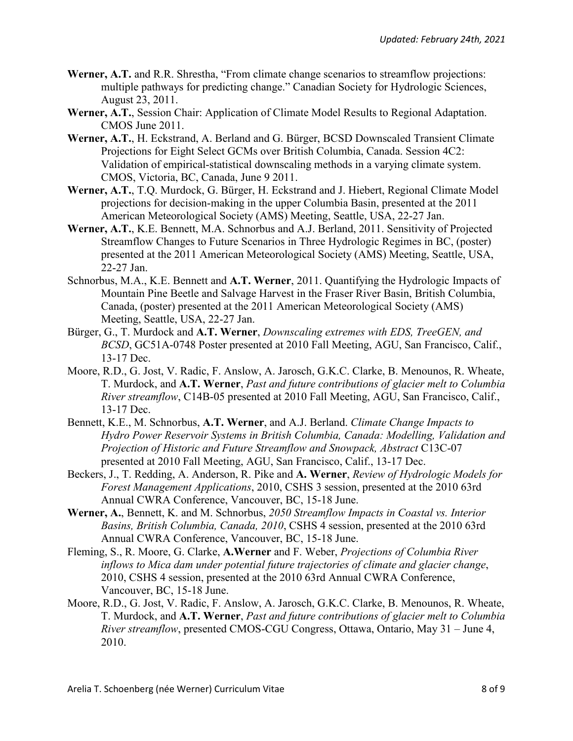**Werner, A.T.** and R.R. Shrestha, "From climate change scenarios to streamflow projections: multiple pathways for predicting change." Canadian Society for Hydrologic Sciences, August 23, 2011.

**Werner, A.T.**, Session Chair: Application of Climate Model Results to Regional Adaptation. CMOS June 2011.

**Werner, A.T.**, H. Eckstrand, A. Berland and G. Bürger, BCSD Downscaled Transient Climate Projections for Eight Select GCMs over British Columbia, Canada. Session 4C2: Validation of empirical-statistical downscaling methods in a varying climate system. CMOS, Victoria, BC, Canada, June 9 2011.

**Werner, A.T.**, T.Q. Murdock, G. Bürger, H. Eckstrand and J. Hiebert, Regional Climate Model projections for decision-making in the upper Columbia Basin, presented at the 2011 American Meteorological Society (AMS) Meeting, Seattle, USA, 22-27 Jan.

**Werner, A.T.**, K.E. Bennett, M.A. Schnorbus and A.J. Berland, 2011. Sensitivity of Projected Streamflow Changes to Future Scenarios in Three Hydrologic Regimes in BC, (poster) presented at the 2011 American Meteorological Society (AMS) Meeting, Seattle, USA, 22-27 Jan.

Schnorbus, M.A., K.E. Bennett and **A.T. Werner**, 2011. Quantifying the Hydrologic Impacts of Mountain Pine Beetle and Salvage Harvest in the Fraser River Basin, British Columbia, Canada, (poster) presented at the 2011 American Meteorological Society (AMS) Meeting, Seattle, USA, 22-27 Jan.

Bürger, G., T. Murdock and **A.T. Werner**, *Downscaling extremes with EDS, TreeGEN, and BCSD*, GC51A-0748 Poster presented at 2010 Fall Meeting, AGU, San Francisco, Calif., 13-17 Dec.

Moore, R.D., G. Jost, V. Radic, F. Anslow, A. Jarosch, G.K.C. Clarke, B. Menounos, R. Wheate, T. Murdock, and **A.T. Werner**, *Past and future contributions of glacier melt to Columbia River streamflow*, C14B-05 presented at 2010 Fall Meeting, AGU, San Francisco, Calif., 13-17 Dec.

Bennett, K.E., M. Schnorbus, **A.T. Werner**, and A.J. Berland. *Climate Change Impacts to Hydro Power Reservoir Systems in British Columbia, Canada: Modelling, Validation and Projection of Historic and Future Streamflow and Snowpack, Abstract* C13C-07 presented at 2010 Fall Meeting, AGU, San Francisco, Calif., 13-17 Dec.

Beckers, J., T. Redding, A. Anderson, R. Pike and **A. Werner**, *Review of Hydrologic Models for Forest Management Applications*, 2010, CSHS 3 session, presented at the 2010 63rd Annual CWRA Conference, Vancouver, BC, 15-18 June.

**Werner, A.**, Bennett, K. and M. Schnorbus, *2050 Streamflow Impacts in Coastal vs. Interior Basins, British Columbia, Canada, 2010*, CSHS 4 session, presented at the 2010 63rd Annual CWRA Conference, Vancouver, BC, 15-18 June.

Fleming, S., R. Moore, G. Clarke, **A.Werner** and F. Weber, *Projections of Columbia River inflows to Mica dam under potential future trajectories of climate and glacier change*, 2010, CSHS 4 session, presented at the 2010 63rd Annual CWRA Conference, Vancouver, BC, 15-18 June.

Moore, R.D., G. Jost, V. Radic, F. Anslow, A. Jarosch, G.K.C. Clarke, B. Menounos, R. Wheate, T. Murdock, and **A.T. Werner**, *Past and future contributions of glacier melt to Columbia River streamflow*, presented CMOS-CGU Congress, Ottawa, Ontario, May 31 – June 4, 2010.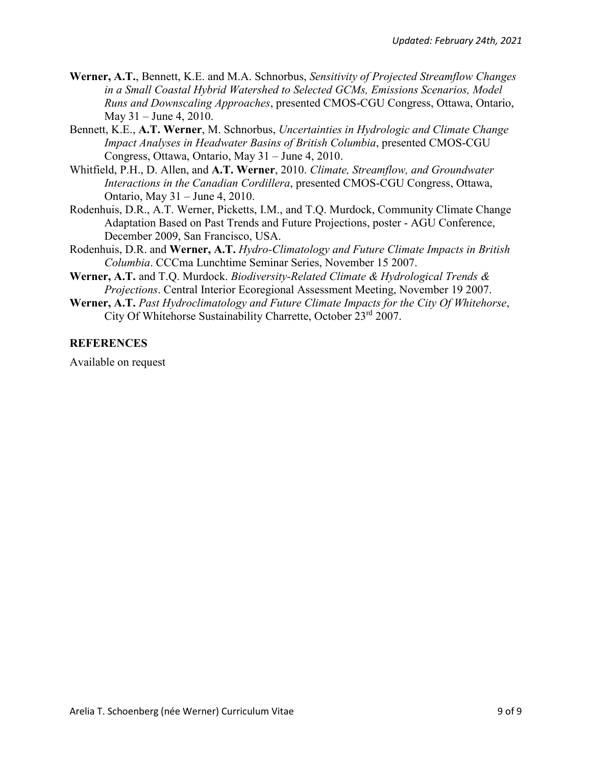**Werner, A.T.**, Bennett, K.E. and M.A. Schnorbus, *Sensitivity of Projected Streamflow Changes in a Small Coastal Hybrid Watershed to Selected GCMs, Emissions Scenarios, Model Runs and Downscaling Approaches*, presented CMOS-CGU Congress, Ottawa, Ontario, May 31 – June 4, 2010.

Bennett, K.E., **A.T. Werner**, M. Schnorbus, *Uncertainties in Hydrologic and Climate Change Impact Analyses in Headwater Basins of British Columbia*, presented CMOS-CGU Congress, Ottawa, Ontario, May 31 – June 4, 2010.

Whitfield, P.H., D. Allen, and **A.T. Werner**, 2010. *Climate, Streamflow, and Groundwater Interactions in the Canadian Cordillera*, presented CMOS-CGU Congress, Ottawa, Ontario, May 31 – June 4, 2010.

Rodenhuis, D.R., A.T. Werner, Picketts, I.M., and T.Q. Murdock, Community Climate Change Adaptation Based on Past Trends and Future Projections, poster - AGU Conference, December 2009, San Francisco, USA.

Rodenhuis, D.R. and **Werner, A.T.** *Hydro-Climatology and Future Climate Impacts in British Columbia*. CCCma Lunchtime Seminar Series, November 15 2007.

**Werner, A.T.** and T.Q. Murdock. *Biodiversity-Related Climate & Hydrological Trends & Projections*. Central Interior Ecoregional Assessment Meeting, November 19 2007.

**Werner, A.T.** *Past Hydroclimatology and Future Climate Impacts for the City Of Whitehorse*, City Of Whitehorse Sustainability Charrette, October 23rd 2007.

## REFERENCES

Available on request